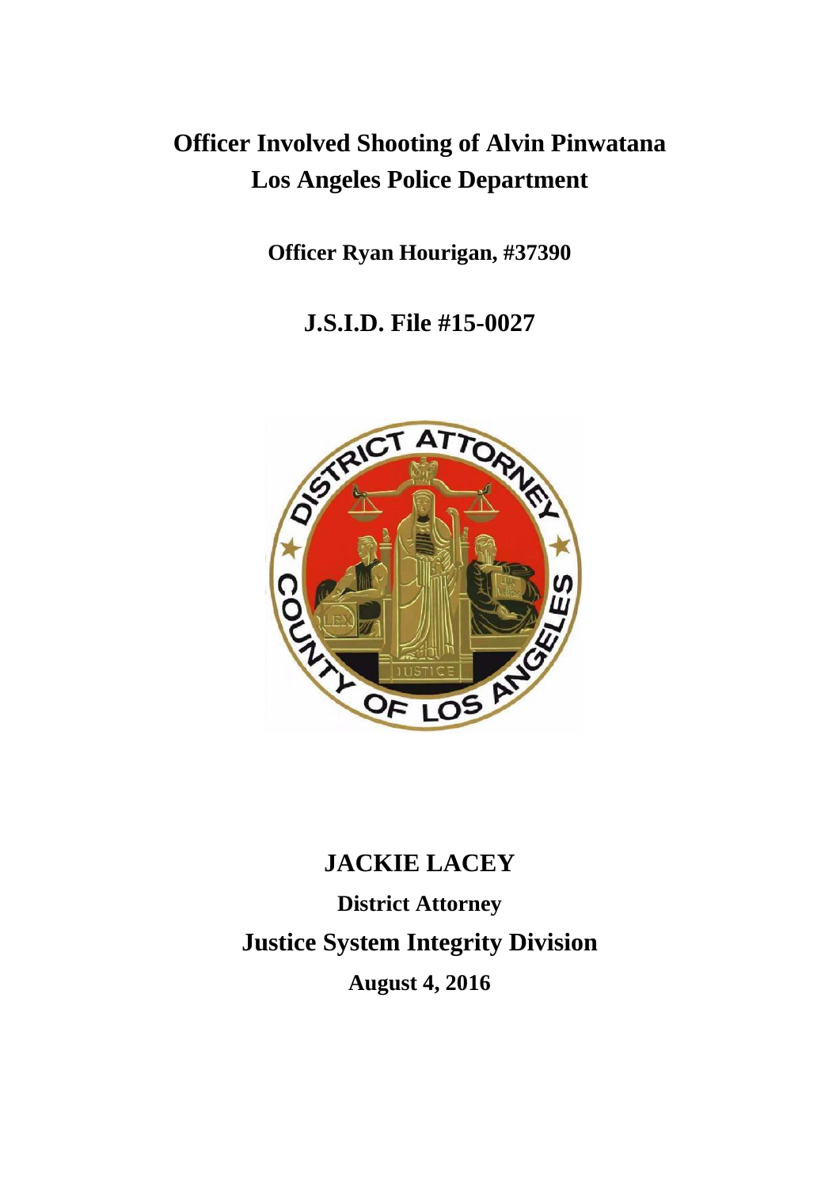# Officer Involved Shooting of Alvin Pinwatana
# Los Angeles Police Department

**Officer Ryan Hourigan, #37390**

**J.S.I.D. File #15-0027**

## JACKIE LACEY

**District Attorney**

**Justice System Integrity Division**

**August 4, 2016**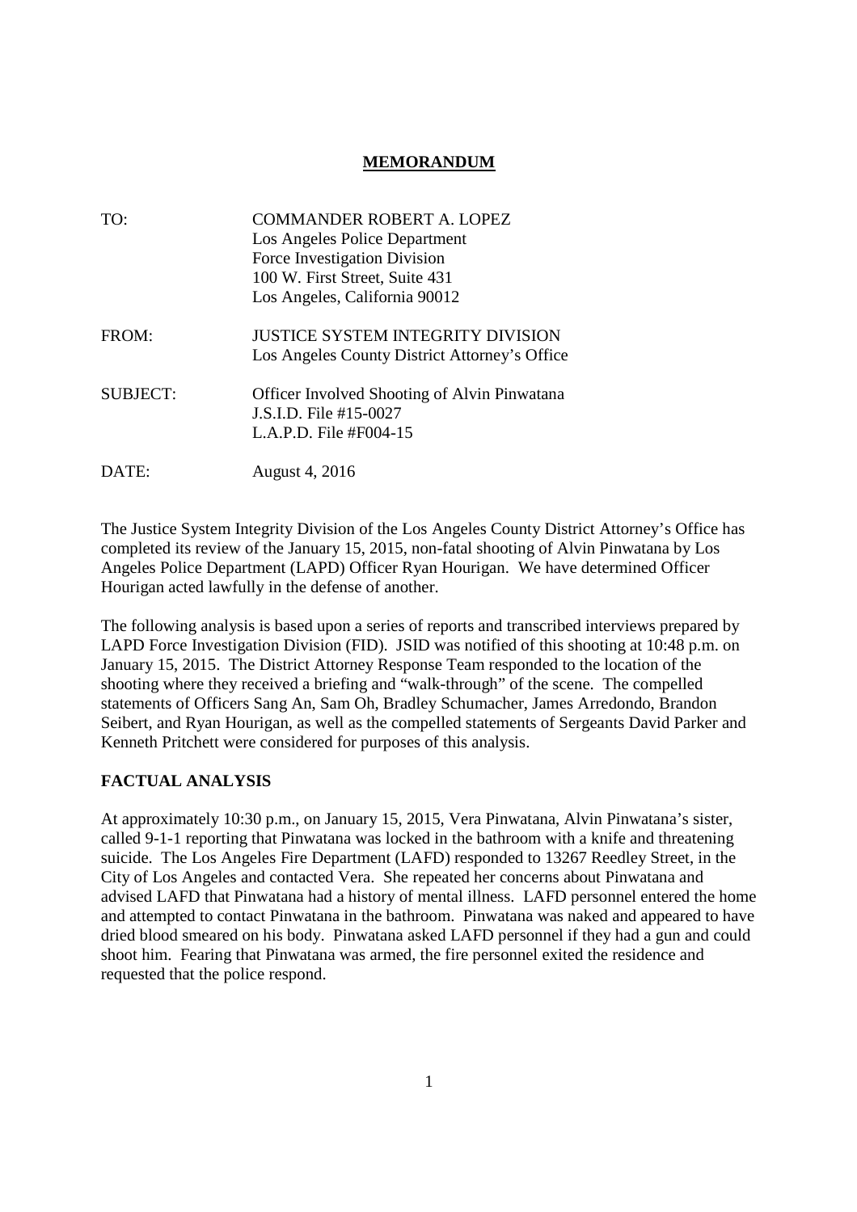# MEMORANDUM

| | |
|---|---|
| TO: | COMMANDER ROBERT A. LOPEZ<br>Los Angeles Police Department<br>Force Investigation Division<br>100 W. First Street, Suite 431<br>Los Angeles, California 90012 |
| FROM: | JUSTICE SYSTEM INTEGRITY DIVISION<br>Los Angeles County District Attorney's Office |
| SUBJECT: | Officer Involved Shooting of Alvin Pinwatana<br>J.S.I.D. File #15-0027<br>L.A.P.D. File #F004-15 |
| DATE: | August 4, 2016 |

The Justice System Integrity Division of the Los Angeles County District Attorney's Office has completed its review of the January 15, 2015, non-fatal shooting of Alvin Pinwatana by Los Angeles Police Department (LAPD) Officer Ryan Hourigan. We have determined Officer Hourigan acted lawfully in the defense of another.

The following analysis is based upon a series of reports and transcribed interviews prepared by LAPD Force Investigation Division (FID). JSID was notified of this shooting at 10:48 p.m. on January 15, 2015. The District Attorney Response Team responded to the location of the shooting where they received a briefing and "walk-through" of the scene. The compelled statements of Officers Sang An, Sam Oh, Bradley Schumacher, James Arredondo, Brandon Seibert, and Ryan Hourigan, as well as the compelled statements of Sergeants David Parker and Kenneth Pritchett were considered for purposes of this analysis.

## FACTUAL ANALYSIS

At approximately 10:30 p.m., on January 15, 2015, Vera Pinwatana, Alvin Pinwatana's sister, called 9-1-1 reporting that Pinwatana was locked in the bathroom with a knife and threatening suicide. The Los Angeles Fire Department (LAFD) responded to 13267 Reedley Street, in the City of Los Angeles and contacted Vera. She repeated her concerns about Pinwatana and advised LAFD that Pinwatana had a history of mental illness. LAFD personnel entered the home and attempted to contact Pinwatana in the bathroom. Pinwatana was naked and appeared to have dried blood smeared on his body. Pinwatana asked LAFD personnel if they had a gun and could shoot him. Fearing that Pinwatana was armed, the fire personnel exited the residence and requested that the police respond.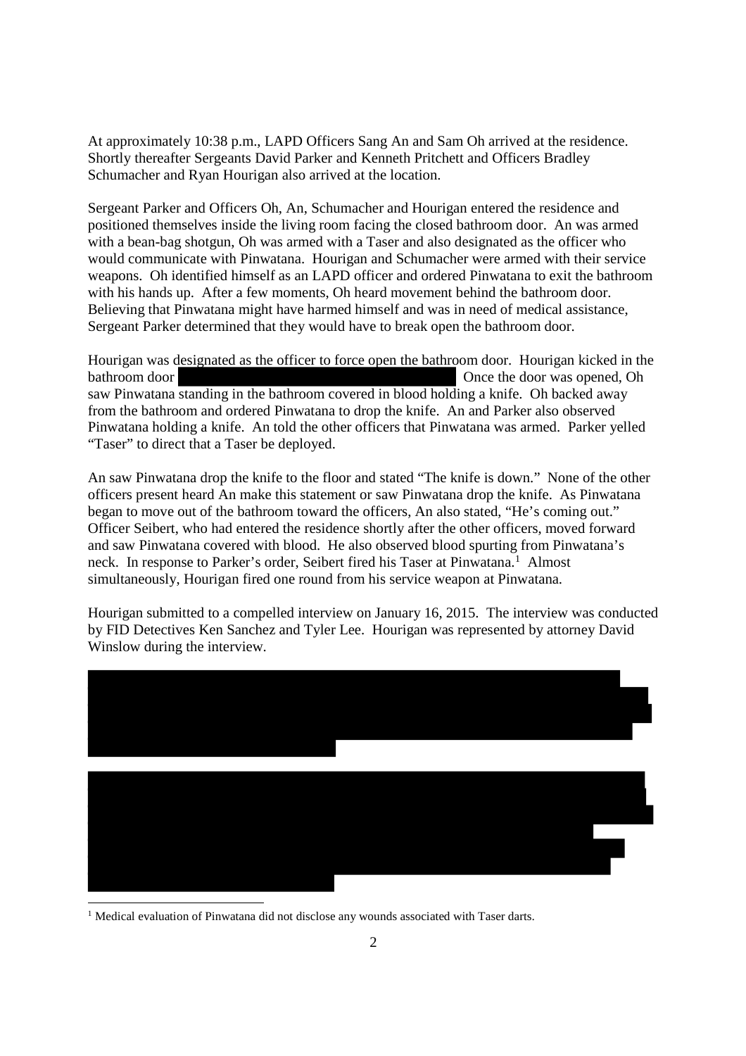At approximately 10:38 p.m., LAPD Officers Sang An and Sam Oh arrived at the residence. Shortly thereafter Sergeants David Parker and Kenneth Pritchett and Officers Bradley Schumacher and Ryan Hourigan also arrived at the location.

Sergeant Parker and Officers Oh, An, Schumacher and Hourigan entered the residence and positioned themselves inside the living room facing the closed bathroom door. An was armed with a bean-bag shotgun, Oh was armed with a Taser and also designated as the officer who would communicate with Pinwatana. Hourigan and Schumacher were armed with their service weapons. Oh identified himself as an LAPD officer and ordered Pinwatana to exit the bathroom with his hands up. After a few moments, Oh heard movement behind the bathroom door. Believing that Pinwatana might have harmed himself and was in need of medical assistance, Sergeant Parker determined that they would have to break open the bathroom door.

Hourigan was designated as the officer to force open the bathroom door. Hourigan kicked in the bathroom door [REDACTED] Once the door was opened, Oh saw Pinwatana standing in the bathroom covered in blood holding a knife. Oh backed away from the bathroom and ordered Pinwatana to drop the knife. An and Parker also observed Pinwatana holding a knife. An told the other officers that Pinwatana was armed. Parker yelled "Taser" to direct that a Taser be deployed.

An saw Pinwatana drop the knife to the floor and stated "The knife is down." None of the other officers present heard An make this statement or saw Pinwatana drop the knife. As Pinwatana began to move out of the bathroom toward the officers, An also stated, "He's coming out." Officer Seibert, who had entered the residence shortly after the other officers, moved forward and saw Pinwatana covered with blood. He also observed blood spurting from Pinwatana's neck. In response to Parker's order, Seibert fired his Taser at Pinwatana.[1] Almost simultaneously, Hourigan fired one round from his service weapon at Pinwatana.

Hourigan submitted to a compelled interview on January 16, 2015. The interview was conducted by FID Detectives Ken Sanchez and Tyler Lee. Hourigan was represented by attorney David Winslow during the interview.

[REDACTED]

[REDACTED]

---

[1] Medical evaluation of Pinwatana did not disclose any wounds associated with Taser darts.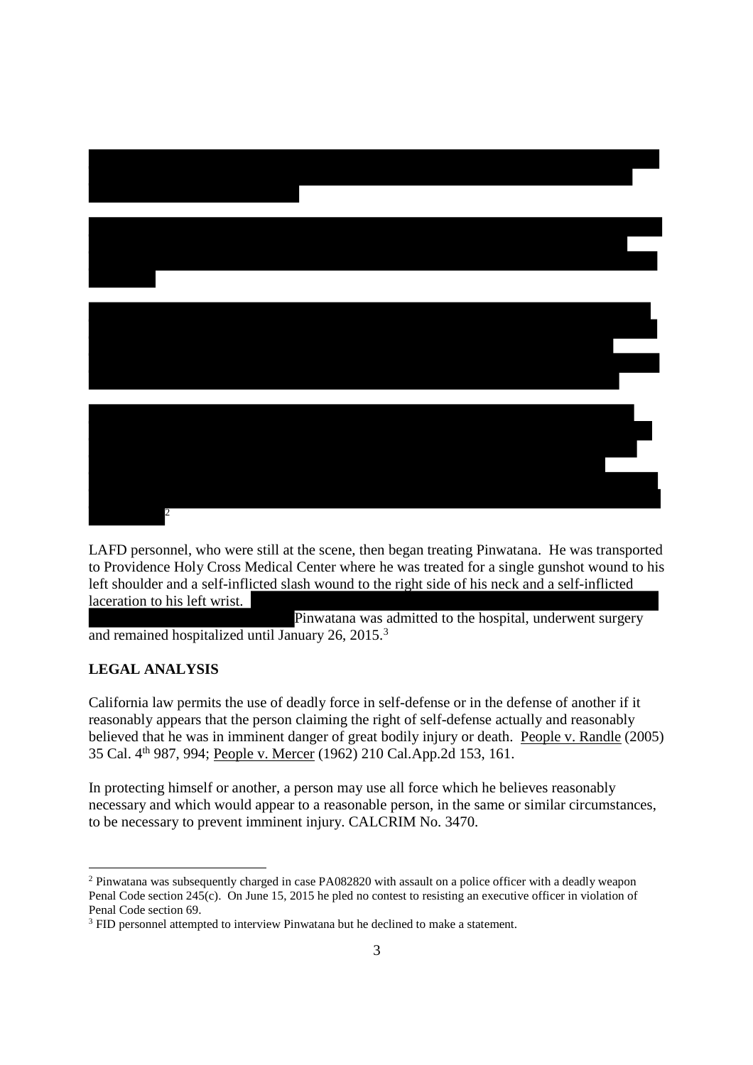[2]

LAFD personnel, who were still at the scene, then began treating Pinwatana. He was transported to Providence Holy Cross Medical Center where he was treated for a single gunshot wound to his left shoulder and a self-inflicted slash wound to the right side of his neck and a self-inflicted laceration to his left wrist.

Pinwatana was admitted to the hospital, underwent surgery and remained hospitalized until January 26, 2015.[3]

## LEGAL ANALYSIS

California law permits the use of deadly force in self-defense or in the defense of another if it reasonably appears that the person claiming the right of self-defense actually and reasonably believed that he was in imminent danger of great bodily injury or death. People v. Randle (2005) 35 Cal. 4th 987, 994; People v. Mercer (1962) 210 Cal.App.2d 153, 161.

In protecting himself or another, a person may use all force which he believes reasonably necessary and which would appear to a reasonable person, in the same or similar circumstances, to be necessary to prevent imminent injury. CALCRIM No. 3470.

[2] Pinwatana was subsequently charged in case PA082820 with assault on a police officer with a deadly weapon Penal Code section 245(c). On June 15, 2015 he pled no contest to resisting an executive officer in violation of Penal Code section 69.

[3] FID personnel attempted to interview Pinwatana but he declined to make a statement.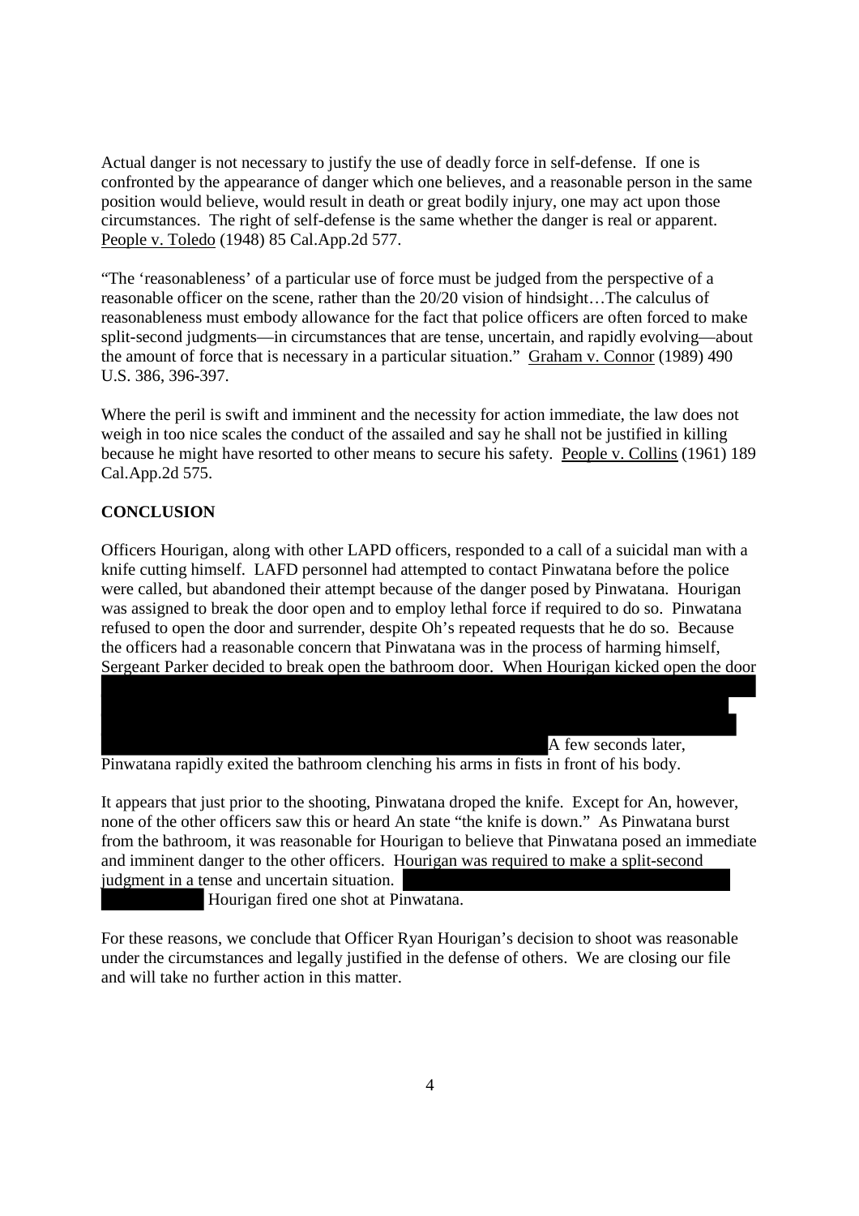Actual danger is not necessary to justify the use of deadly force in self-defense. If one is confronted by the appearance of danger which one believes, and a reasonable person in the same position would believe, would result in death or great bodily injury, one may act upon those circumstances. The right of self-defense is the same whether the danger is real or apparent. People v. Toledo (1948) 85 Cal.App.2d 577.

"The 'reasonableness' of a particular use of force must be judged from the perspective of a reasonable officer on the scene, rather than the 20/20 vision of hindsight…The calculus of reasonableness must embody allowance for the fact that police officers are often forced to make split-second judgments—in circumstances that are tense, uncertain, and rapidly evolving—about the amount of force that is necessary in a particular situation." Graham v. Connor (1989) 490 U.S. 386, 396-397.

Where the peril is swift and imminent and the necessity for action immediate, the law does not weigh in too nice scales the conduct of the assailed and say he shall not be justified in killing because he might have resorted to other means to secure his safety. People v. Collins (1961) 189 Cal.App.2d 575.

**CONCLUSION**

Officers Hourigan, along with other LAPD officers, responded to a call of a suicidal man with a knife cutting himself. LAFD personnel had attempted to contact Pinwatana before the police were called, but abandoned their attempt because of the danger posed by Pinwatana. Hourigan was assigned to break the door open and to employ lethal force if required to do so. Pinwatana refused to open the door and surrender, despite Oh's repeated requests that he do so. Because the officers had a reasonable concern that Pinwatana was in the process of harming himself, Sergeant Parker decided to break open the bathroom door. When Hourigan kicked open the door [REDACTED] A few seconds later, Pinwatana rapidly exited the bathroom clenching his arms in fists in front of his body.

It appears that just prior to the shooting, Pinwatana droped the knife. Except for An, however, none of the other officers saw this or heard An state "the knife is down." As Pinwatana burst from the bathroom, it was reasonable for Hourigan to believe that Pinwatana posed an immediate and imminent danger to the other officers. Hourigan was required to make a split-second judgment in a tense and uncertain situation. [REDACTED] Hourigan fired one shot at Pinwatana.

For these reasons, we conclude that Officer Ryan Hourigan's decision to shoot was reasonable under the circumstances and legally justified in the defense of others. We are closing our file and will take no further action in this matter.